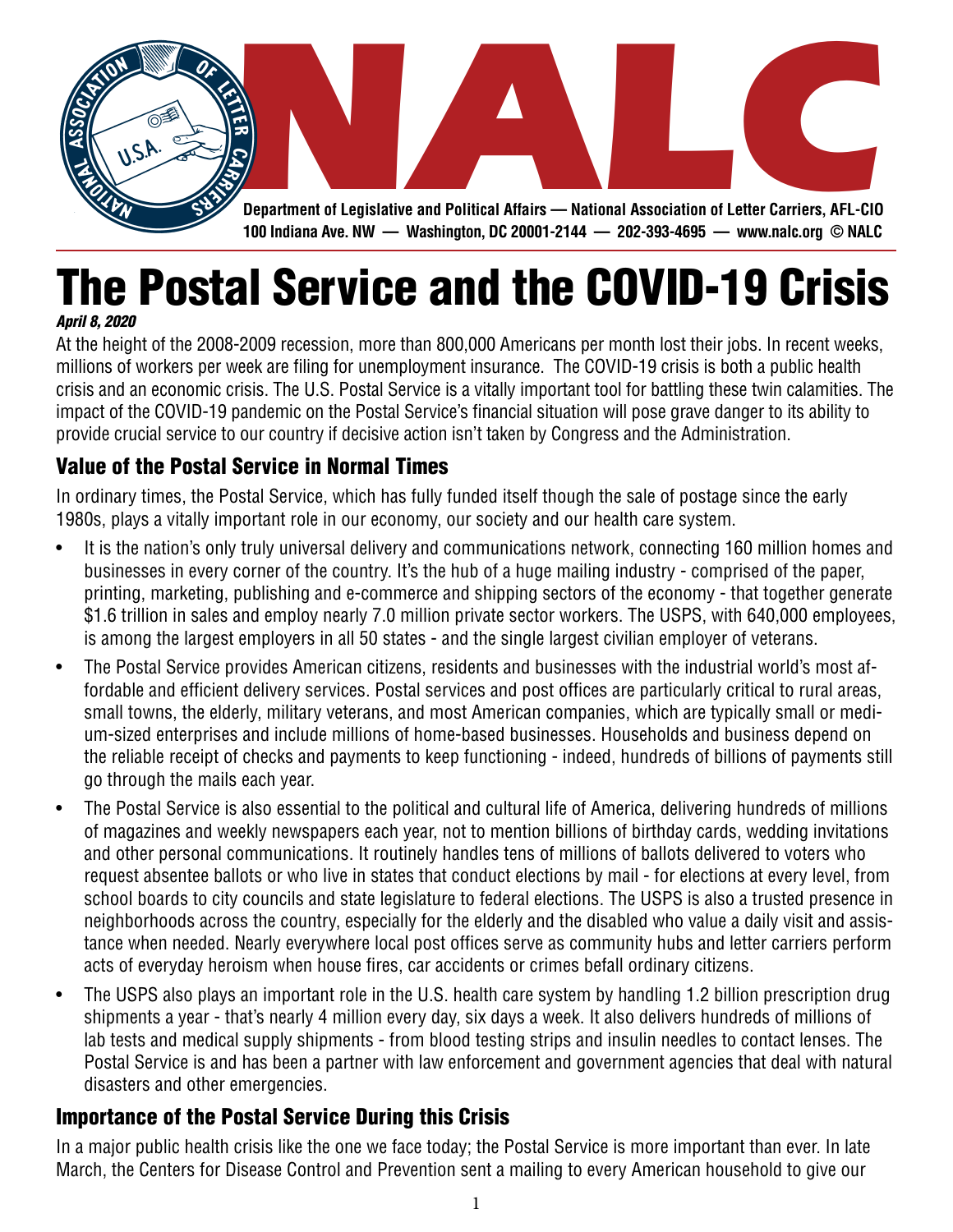NALC

Department of Legislative and Political Affairs — National Association of Letter Carriers, AFL-CIO
100 Indiana Ave. NW — Washington, DC 20001-2144 — 202-393-4695 — www.nalc.org © NALC

# The Postal Service and the COVID-19 Crisis

*April 8, 2020*

At the height of the 2008-2009 recession, more than 800,000 Americans per month lost their jobs. In recent weeks, millions of workers per week are filing for unemployment insurance. The COVID-19 crisis is both a public health crisis and an economic crisis. The U.S. Postal Service is a vitally important tool for battling these twin calamities. The impact of the COVID-19 pandemic on the Postal Service's financial situation will pose grave danger to its ability to provide crucial service to our country if decisive action isn't taken by Congress and the Administration.

## Value of the Postal Service in Normal Times

In ordinary times, the Postal Service, which has fully funded itself though the sale of postage since the early 1980s, plays a vitally important role in our economy, our society and our health care system.

- It is the nation's only truly universal delivery and communications network, connecting 160 million homes and businesses in every corner of the country. It's the hub of a huge mailing industry - comprised of the paper, printing, marketing, publishing and e-commerce and shipping sectors of the economy - that together generate $1.6 trillion in sales and employ nearly 7.0 million private sector workers. The USPS, with 640,000 employees, is among the largest employers in all 50 states - and the single largest civilian employer of veterans.
- The Postal Service provides American citizens, residents and businesses with the industrial world's most affordable and efficient delivery services. Postal services and post offices are particularly critical to rural areas, small towns, the elderly, military veterans, and most American companies, which are typically small or medium-sized enterprises and include millions of home-based businesses. Households and business depend on the reliable receipt of checks and payments to keep functioning - indeed, hundreds of billions of payments still go through the mails each year.
- The Postal Service is also essential to the political and cultural life of America, delivering hundreds of millions of magazines and weekly newspapers each year, not to mention billions of birthday cards, wedding invitations and other personal communications. It routinely handles tens of millions of ballots delivered to voters who request absentee ballots or who live in states that conduct elections by mail - for elections at every level, from school boards to city councils and state legislature to federal elections. The USPS is also a trusted presence in neighborhoods across the country, especially for the elderly and the disabled who value a daily visit and assistance when needed. Nearly everywhere local post offices serve as community hubs and letter carriers perform acts of everyday heroism when house fires, car accidents or crimes befall ordinary citizens.
- The USPS also plays an important role in the U.S. health care system by handling 1.2 billion prescription drug shipments a year - that's nearly 4 million every day, six days a week. It also delivers hundreds of millions of lab tests and medical supply shipments - from blood testing strips and insulin needles to contact lenses. The Postal Service is and has been a partner with law enforcement and government agencies that deal with natural disasters and other emergencies.

## Importance of the Postal Service During this Crisis

In a major public health crisis like the one we face today; the Postal Service is more important than ever. In late March, the Centers for Disease Control and Prevention sent a mailing to every American household to give our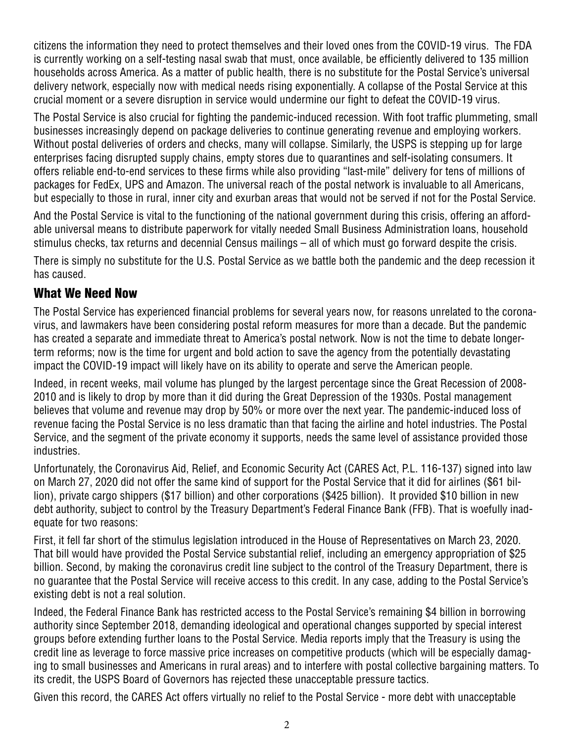citizens the information they need to protect themselves and their loved ones from the COVID-19 virus. The FDA is currently working on a self-testing nasal swab that must, once available, be efficiently delivered to 135 million households across America. As a matter of public health, there is no substitute for the Postal Service's universal delivery network, especially now with medical needs rising exponentially. A collapse of the Postal Service at this crucial moment or a severe disruption in service would undermine our fight to defeat the COVID-19 virus.

The Postal Service is also crucial for fighting the pandemic-induced recession. With foot traffic plummeting, small businesses increasingly depend on package deliveries to continue generating revenue and employing workers. Without postal deliveries of orders and checks, many will collapse. Similarly, the USPS is stepping up for large enterprises facing disrupted supply chains, empty stores due to quarantines and self-isolating consumers. It offers reliable end-to-end services to these firms while also providing "last-mile" delivery for tens of millions of packages for FedEx, UPS and Amazon. The universal reach of the postal network is invaluable to all Americans, but especially to those in rural, inner city and exurban areas that would not be served if not for the Postal Service.

And the Postal Service is vital to the functioning of the national government during this crisis, offering an affordable universal means to distribute paperwork for vitally needed Small Business Administration loans, household stimulus checks, tax returns and decennial Census mailings – all of which must go forward despite the crisis.

There is simply no substitute for the U.S. Postal Service as we battle both the pandemic and the deep recession it has caused.

## What We Need Now

The Postal Service has experienced financial problems for several years now, for reasons unrelated to the coronavirus, and lawmakers have been considering postal reform measures for more than a decade. But the pandemic has created a separate and immediate threat to America's postal network. Now is not the time to debate longer-term reforms; now is the time for urgent and bold action to save the agency from the potentially devastating impact the COVID-19 impact will likely have on its ability to operate and serve the American people.

Indeed, in recent weeks, mail volume has plunged by the largest percentage since the Great Recession of 2008-2010 and is likely to drop by more than it did during the Great Depression of the 1930s. Postal management believes that volume and revenue may drop by 50% or more over the next year. The pandemic-induced loss of revenue facing the Postal Service is no less dramatic than that facing the airline and hotel industries. The Postal Service, and the segment of the private economy it supports, needs the same level of assistance provided those industries.

Unfortunately, the Coronavirus Aid, Relief, and Economic Security Act (CARES Act, P.L. 116-137) signed into law on March 27, 2020 did not offer the same kind of support for the Postal Service that it did for airlines ($61 billion), private cargo shippers ($17 billion) and other corporations ($425 billion). It provided $10 billion in new debt authority, subject to control by the Treasury Department's Federal Finance Bank (FFB). That is woefully inadequate for two reasons:

First, it fell far short of the stimulus legislation introduced in the House of Representatives on March 23, 2020. That bill would have provided the Postal Service substantial relief, including an emergency appropriation of $25 billion. Second, by making the coronavirus credit line subject to the control of the Treasury Department, there is no guarantee that the Postal Service will receive access to this credit. In any case, adding to the Postal Service's existing debt is not a real solution.

Indeed, the Federal Finance Bank has restricted access to the Postal Service's remaining $4 billion in borrowing authority since September 2018, demanding ideological and operational changes supported by special interest groups before extending further loans to the Postal Service. Media reports imply that the Treasury is using the credit line as leverage to force massive price increases on competitive products (which will be especially damaging to small businesses and Americans in rural areas) and to interfere with postal collective bargaining matters. To its credit, the USPS Board of Governors has rejected these unacceptable pressure tactics.

Given this record, the CARES Act offers virtually no relief to the Postal Service - more debt with unacceptable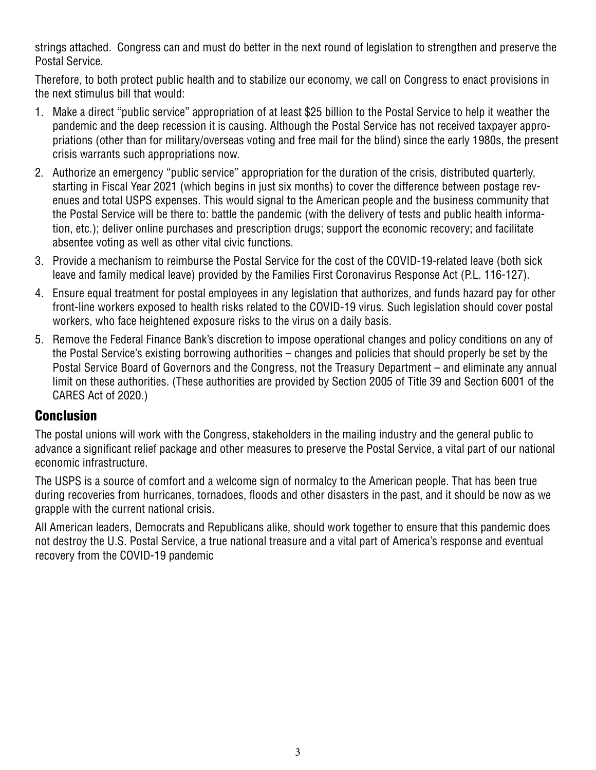strings attached. Congress can and must do better in the next round of legislation to strengthen and preserve the Postal Service.

Therefore, to both protect public health and to stabilize our economy, we call on Congress to enact provisions in the next stimulus bill that would:

1. Make a direct "public service" appropriation of at least $25 billion to the Postal Service to help it weather the pandemic and the deep recession it is causing. Although the Postal Service has not received taxpayer appropriations (other than for military/overseas voting and free mail for the blind) since the early 1980s, the present crisis warrants such appropriations now.
2. Authorize an emergency "public service" appropriation for the duration of the crisis, distributed quarterly, starting in Fiscal Year 2021 (which begins in just six months) to cover the difference between postage revenues and total USPS expenses. This would signal to the American people and the business community that the Postal Service will be there to: battle the pandemic (with the delivery of tests and public health information, etc.); deliver online purchases and prescription drugs; support the economic recovery; and facilitate absentee voting as well as other vital civic functions.
3. Provide a mechanism to reimburse the Postal Service for the cost of the COVID-19-related leave (both sick leave and family medical leave) provided by the Families First Coronavirus Response Act (P.L. 116-127).
4. Ensure equal treatment for postal employees in any legislation that authorizes, and funds hazard pay for other front-line workers exposed to health risks related to the COVID-19 virus. Such legislation should cover postal workers, who face heightened exposure risks to the virus on a daily basis.
5. Remove the Federal Finance Bank's discretion to impose operational changes and policy conditions on any of the Postal Service's existing borrowing authorities – changes and policies that should properly be set by the Postal Service Board of Governors and the Congress, not the Treasury Department – and eliminate any annual limit on these authorities. (These authorities are provided by Section 2005 of Title 39 and Section 6001 of the CARES Act of 2020.)

## Conclusion

The postal unions will work with the Congress, stakeholders in the mailing industry and the general public to advance a significant relief package and other measures to preserve the Postal Service, a vital part of our national economic infrastructure.

The USPS is a source of comfort and a welcome sign of normalcy to the American people. That has been true during recoveries from hurricanes, tornadoes, floods and other disasters in the past, and it should be now as we grapple with the current national crisis.

All American leaders, Democrats and Republicans alike, should work together to ensure that this pandemic does not destroy the U.S. Postal Service, a true national treasure and a vital part of America's response and eventual recovery from the COVID-19 pandemic